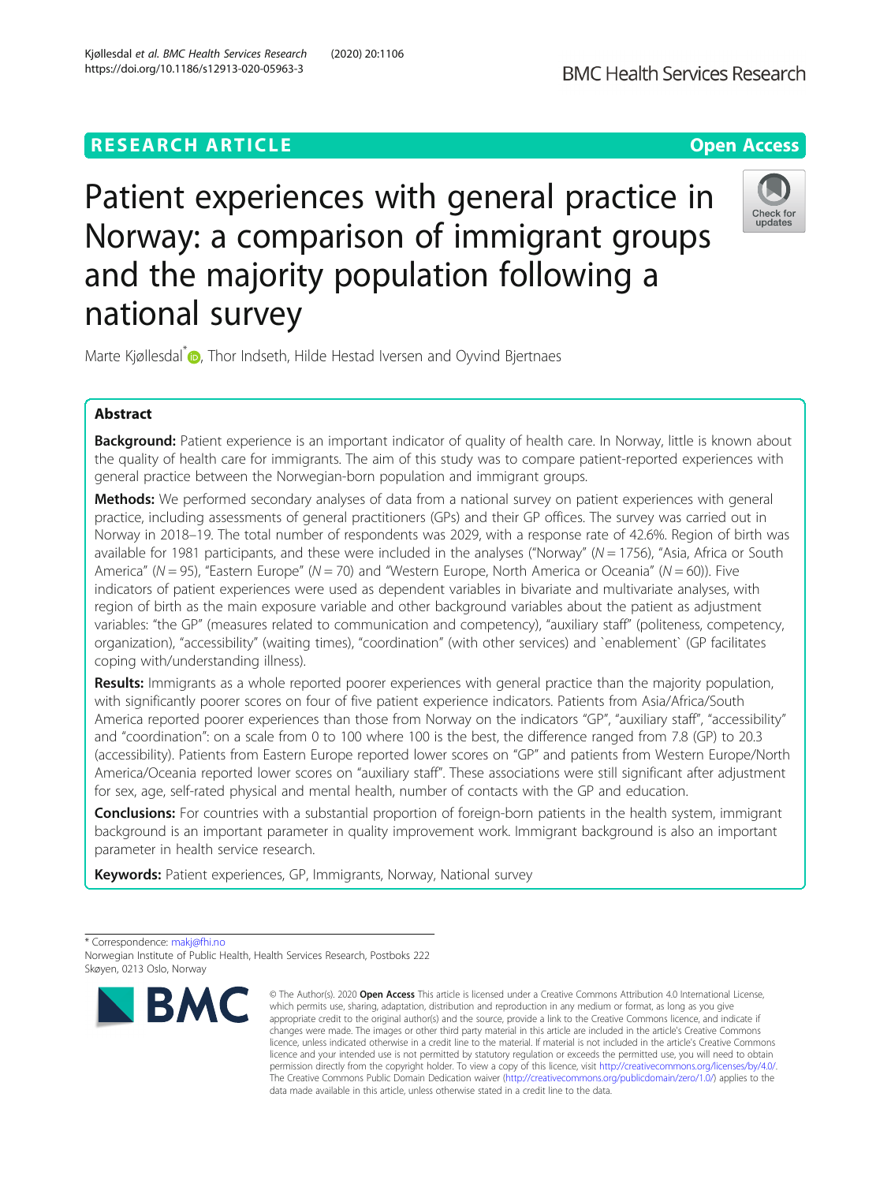RESEARCH ARTICLE

Open Access

# Patient experiences with general practice in Norway: a comparison of immigrant groups and the majority population following a national survey

Marte Kjøllesdal*, Thor Indseth, Hilde Hestad Iversen and Oyvind Bjertnaes

## Abstract

**Background:** Patient experience is an important indicator of quality of health care. In Norway, little is known about the quality of health care for immigrants. The aim of this study was to compare patient-reported experiences with general practice between the Norwegian-born population and immigrant groups.

**Methods:** We performed secondary analyses of data from a national survey on patient experiences with general practice, including assessments of general practitioners (GPs) and their GP offices. The survey was carried out in Norway in 2018–19. The total number of respondents was 2029, with a response rate of 42.6%. Region of birth was available for 1981 participants, and these were included in the analyses ("Norway" (N = 1756), "Asia, Africa or South America" (N = 95), "Eastern Europe" (N = 70) and "Western Europe, North America or Oceania" (N = 60)). Five indicators of patient experiences were used as dependent variables in bivariate and multivariate analyses, with region of birth as the main exposure variable and other background variables about the patient as adjustment variables: "the GP" (measures related to communication and competency), "auxiliary staff" (politeness, competency, organization), "accessibility" (waiting times), "coordination" (with other services) and `enablement` (GP facilitates coping with/understanding illness).

**Results:** Immigrants as a whole reported poorer experiences with general practice than the majority population, with significantly poorer scores on four of five patient experience indicators. Patients from Asia/Africa/South America reported poorer experiences than those from Norway on the indicators "GP", "auxiliary staff", "accessibility" and "coordination": on a scale from 0 to 100 where 100 is the best, the difference ranged from 7.8 (GP) to 20.3 (accessibility). Patients from Eastern Europe reported lower scores on "GP" and patients from Western Europe/North America/Oceania reported lower scores on "auxiliary staff". These associations were still significant after adjustment for sex, age, self-rated physical and mental health, number of contacts with the GP and education.

**Conclusions:** For countries with a substantial proportion of foreign-born patients in the health system, immigrant background is an important parameter in quality improvement work. Immigrant background is also an important parameter in health service research.

**Keywords:** Patient experiences, GP, Immigrants, Norway, National survey

* Correspondence: makj@fhi.no
Norwegian Institute of Public Health, Health Services Research, Postboks 222 Skøyen, 0213 Oslo, Norway

© The Author(s). 2020 **Open Access** This article is licensed under a Creative Commons Attribution 4.0 International License, which permits use, sharing, adaptation, distribution and reproduction in any medium or format, as long as you give appropriate credit to the original author(s) and the source, provide a link to the Creative Commons licence, and indicate if changes were made. The images or other third party material in this article are included in the article's Creative Commons licence, unless indicated otherwise in a credit line to the material. If material is not included in the article's Creative Commons licence and your intended use is not permitted by statutory regulation or exceeds the permitted use, you will need to obtain permission directly from the copyright holder. To view a copy of this licence, visit http://creativecommons.org/licenses/by/4.0/. The Creative Commons Public Domain Dedication waiver (http://creativecommons.org/publicdomain/zero/1.0/) applies to the data made available in this article, unless otherwise stated in a credit line to the data.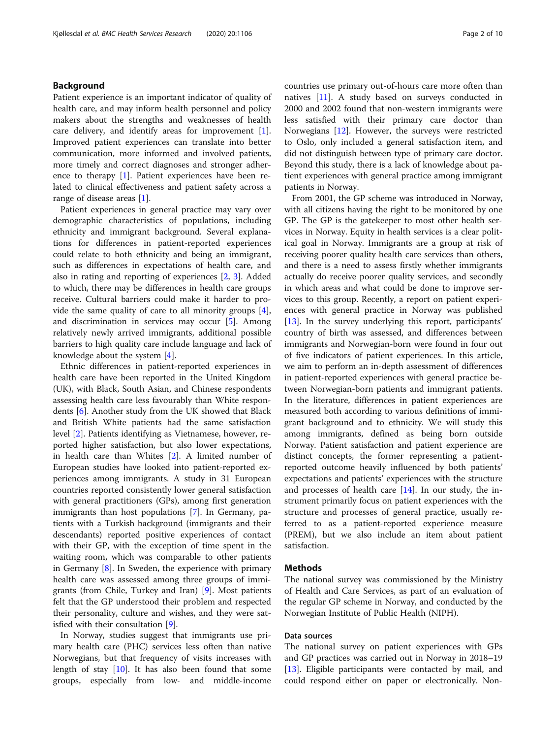## Background

Patient experience is an important indicator of quality of health care, and may inform health personnel and policy makers about the strengths and weaknesses of health care delivery, and identify areas for improvement [1]. Improved patient experiences can translate into better communication, more informed and involved patients, more timely and correct diagnoses and stronger adherence to therapy [1]. Patient experiences have been related to clinical effectiveness and patient safety across a range of disease areas [1].

Patient experiences in general practice may vary over demographic characteristics of populations, including ethnicity and immigrant background. Several explanations for differences in patient-reported experiences could relate to both ethnicity and being an immigrant, such as differences in expectations of health care, and also in rating and reporting of experiences [2, 3]. Added to which, there may be differences in health care groups receive. Cultural barriers could make it harder to provide the same quality of care to all minority groups [4], and discrimination in services may occur [5]. Among relatively newly arrived immigrants, additional possible barriers to high quality care include language and lack of knowledge about the system [4].

Ethnic differences in patient-reported experiences in health care have been reported in the United Kingdom (UK), with Black, South Asian, and Chinese respondents assessing health care less favourably than White respondents [6]. Another study from the UK showed that Black and British White patients had the same satisfaction level [2]. Patients identifying as Vietnamese, however, reported higher satisfaction, but also lower expectations, in health care than Whites [2]. A limited number of European studies have looked into patient-reported experiences among immigrants. A study in 31 European countries reported consistently lower general satisfaction with general practitioners (GPs), among first generation immigrants than host populations [7]. In Germany, patients with a Turkish background (immigrants and their descendants) reported positive experiences of contact with their GP, with the exception of time spent in the waiting room, which was comparable to other patients in Germany [8]. In Sweden, the experience with primary health care was assessed among three groups of immigrants (from Chile, Turkey and Iran) [9]. Most patients felt that the GP understood their problem and respected their personality, culture and wishes, and they were satisfied with their consultation [9].

In Norway, studies suggest that immigrants use primary health care (PHC) services less often than native Norwegians, but that frequency of visits increases with length of stay [10]. It has also been found that some groups, especially from low- and middle-income countries use primary out-of-hours care more often than natives [11]. A study based on surveys conducted in 2000 and 2002 found that non-western immigrants were less satisfied with their primary care doctor than Norwegians [12]. However, the surveys were restricted to Oslo, only included a general satisfaction item, and did not distinguish between type of primary care doctor. Beyond this study, there is a lack of knowledge about patient experiences with general practice among immigrant patients in Norway.

From 2001, the GP scheme was introduced in Norway, with all citizens having the right to be monitored by one GP. The GP is the gatekeeper to most other health services in Norway. Equity in health services is a clear political goal in Norway. Immigrants are a group at risk of receiving poorer quality health care services than others, and there is a need to assess firstly whether immigrants actually do receive poorer quality services, and secondly in which areas and what could be done to improve services to this group. Recently, a report on patient experiences with general practice in Norway was published [13]. In the survey underlying this report, participants' country of birth was assessed, and differences between immigrants and Norwegian-born were found in four out of five indicators of patient experiences. In this article, we aim to perform an in-depth assessment of differences in patient-reported experiences with general practice between Norwegian-born patients and immigrant patients. In the literature, differences in patient experiences are measured both according to various definitions of immigrant background and to ethnicity. We will study this among immigrants, defined as being born outside Norway. Patient satisfaction and patient experience are distinct concepts, the former representing a patient-reported outcome heavily influenced by both patients' expectations and patients' experiences with the structure and processes of health care [14]. In our study, the instrument primarily focus on patient experiences with the structure and processes of general practice, usually referred to as a patient-reported experience measure (PREM), but we also include an item about patient satisfaction.

## Methods

The national survey was commissioned by the Ministry of Health and Care Services, as part of an evaluation of the regular GP scheme in Norway, and conducted by the Norwegian Institute of Public Health (NIPH).

### Data sources

The national survey on patient experiences with GPs and GP practices was carried out in Norway in 2018–19 [13]. Eligible participants were contacted by mail, and could respond either on paper or electronically. Non-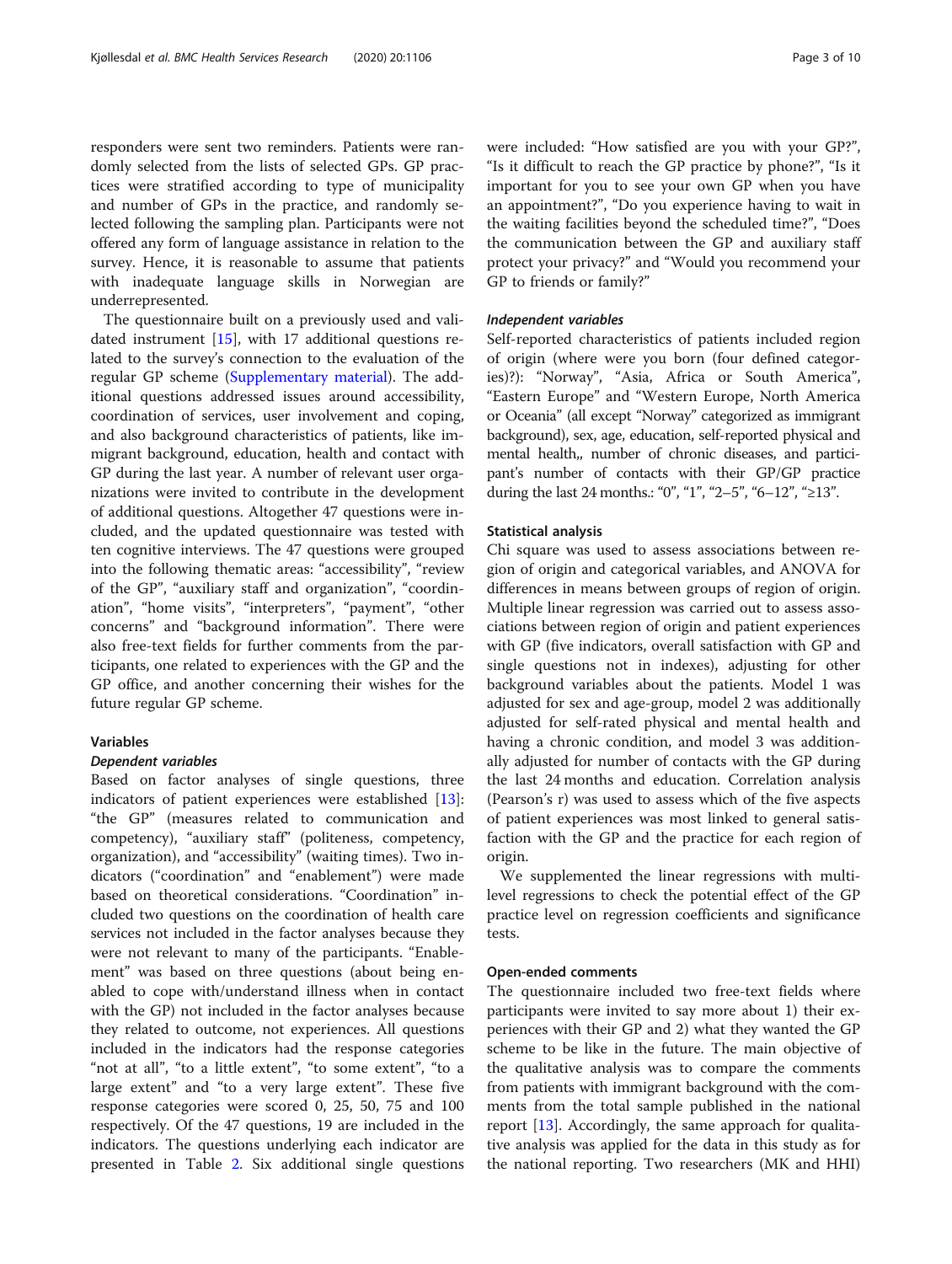responders were sent two reminders. Patients were randomly selected from the lists of selected GPs. GP practices were stratified according to type of municipality and number of GPs in the practice, and randomly selected following the sampling plan. Participants were not offered any form of language assistance in relation to the survey. Hence, it is reasonable to assume that patients with inadequate language skills in Norwegian are underrepresented.

The questionnaire built on a previously used and validated instrument [15], with 17 additional questions related to the survey's connection to the evaluation of the regular GP scheme (Supplementary material). The additional questions addressed issues around accessibility, coordination of services, user involvement and coping, and also background characteristics of patients, like immigrant background, education, health and contact with GP during the last year. A number of relevant user organizations were invited to contribute in the development of additional questions. Altogether 47 questions were included, and the updated questionnaire was tested with ten cognitive interviews. The 47 questions were grouped into the following thematic areas: "accessibility", "review of the GP", "auxiliary staff and organization", "coordination", "home visits", "interpreters", "payment", "other concerns" and "background information". There were also free-text fields for further comments from the participants, one related to experiences with the GP and the GP office, and another concerning their wishes for the future regular GP scheme.

### Variables

#### *Dependent variables*

Based on factor analyses of single questions, three indicators of patient experiences were established [13]: "the GP" (measures related to communication and competency), "auxiliary staff" (politeness, competency, organization), and "accessibility" (waiting times). Two indicators ("coordination" and "enablement") were made based on theoretical considerations. "Coordination" included two questions on the coordination of health care services not included in the factor analyses because they were not relevant to many of the participants. "Enablement" was based on three questions (about being enabled to cope with/understand illness when in contact with the GP) not included in the factor analyses because they related to outcome, not experiences. All questions included in the indicators had the response categories "not at all", "to a little extent", "to some extent", "to a large extent" and "to a very large extent". These five response categories were scored 0, 25, 50, 75 and 100 respectively. Of the 47 questions, 19 are included in the indicators. The questions underlying each indicator are presented in Table 2. Six additional single questions were included: "How satisfied are you with your GP?", "Is it difficult to reach the GP practice by phone?", "Is it important for you to see your own GP when you have an appointment?", "Do you experience having to wait in the waiting facilities beyond the scheduled time?", "Does the communication between the GP and auxiliary staff protect your privacy?" and "Would you recommend your GP to friends or family?"

#### *Independent variables*

Self-reported characteristics of patients included region of origin (where were you born (four defined categories)?): "Norway", "Asia, Africa or South America", "Eastern Europe" and "Western Europe, North America or Oceania" (all except "Norway" categorized as immigrant background), sex, age, education, self-reported physical and mental health,, number of chronic diseases, and participant's number of contacts with their GP/GP practice during the last 24 months.: "0", "1", "2–5", "6–12", "≥13".

### Statistical analysis

Chi square was used to assess associations between region of origin and categorical variables, and ANOVA for differences in means between groups of region of origin. Multiple linear regression was carried out to assess associations between region of origin and patient experiences with GP (five indicators, overall satisfaction with GP and single questions not in indexes), adjusting for other background variables about the patients. Model 1 was adjusted for sex and age-group, model 2 was additionally adjusted for self-rated physical and mental health and having a chronic condition, and model 3 was additionally adjusted for number of contacts with the GP during the last 24 months and education. Correlation analysis (Pearson's r) was used to assess which of the five aspects of patient experiences was most linked to general satisfaction with the GP and the practice for each region of origin.

We supplemented the linear regressions with multilevel regressions to check the potential effect of the GP practice level on regression coefficients and significance tests.

### Open-ended comments

The questionnaire included two free-text fields where participants were invited to say more about 1) their experiences with their GP and 2) what they wanted the GP scheme to be like in the future. The main objective of the qualitative analysis was to compare the comments from patients with immigrant background with the comments from the total sample published in the national report [13]. Accordingly, the same approach for qualitative analysis was applied for the data in this study as for the national reporting. Two researchers (MK and HHI)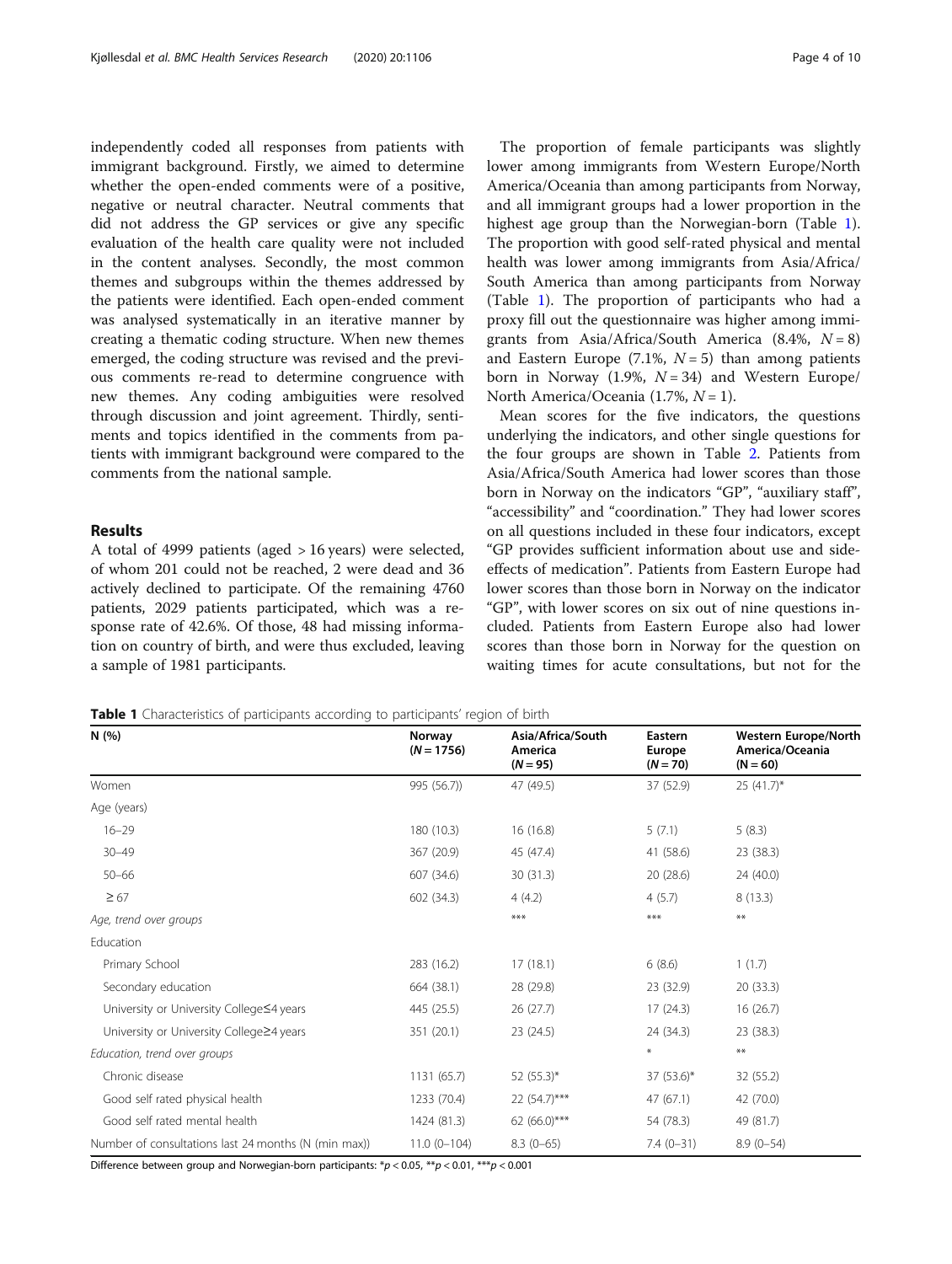independently coded all responses from patients with immigrant background. Firstly, we aimed to determine whether the open-ended comments were of a positive, negative or neutral character. Neutral comments that did not address the GP services or give any specific evaluation of the health care quality were not included in the content analyses. Secondly, the most common themes and subgroups within the themes addressed by the patients were identified. Each open-ended comment was analysed systematically in an iterative manner by creating a thematic coding structure. When new themes emerged, the coding structure was revised and the previous comments re-read to determine congruence with new themes. Any coding ambiguities were resolved through discussion and joint agreement. Thirdly, sentiments and topics identified in the comments from patients with immigrant background were compared to the comments from the national sample.

## Results

A total of 4999 patients (aged > 16 years) were selected, of whom 201 could not be reached, 2 were dead and 36 actively declined to participate. Of the remaining 4760 patients, 2029 patients participated, which was a response rate of 42.6%. Of those, 48 had missing information on country of birth, and were thus excluded, leaving a sample of 1981 participants.

The proportion of female participants was slightly lower among immigrants from Western Europe/North America/Oceania than among participants from Norway, and all immigrant groups had a lower proportion in the highest age group than the Norwegian-born (Table 1). The proportion with good self-rated physical and mental health was lower among immigrants from Asia/Africa/South America than among participants from Norway (Table 1). The proportion of participants who had a proxy fill out the questionnaire was higher among immigrants from Asia/Africa/South America (8.4%, $N = 8$) and Eastern Europe (7.1%, $N = 5$) than among patients born in Norway (1.9%, $N = 34$) and Western Europe/North America/Oceania (1.7%, $N = 1$).

Mean scores for the five indicators, the questions underlying the indicators, and other single questions for the four groups are shown in Table 2. Patients from Asia/Africa/South America had lower scores than those born in Norway on the indicators "GP", "auxiliary staff", "accessibility" and "coordination." They had lower scores on all questions included in these four indicators, except "GP provides sufficient information about use and side-effects of medication". Patients from Eastern Europe had lower scores than those born in Norway on the indicator "GP", with lower scores on six out of nine questions included. Patients from Eastern Europe also had lower scores than those born in Norway for the question on waiting times for acute consultations, but not for the

**Table 1** Characteristics of participants according to participants' region of birth

| N (%) | Norway (N = 1756) | Asia/Africa/South America (N = 95) | Eastern Europe (N = 70) | Western Europe/North America/Oceania (N = 60) |
|---|---|---|---|---|
| Women | 995 (56.7)) | 47 (49.5) | 37 (52.9) | 25 (41.7)* |
| Age (years) | | | | |
| 16–29 | 180 (10.3) | 16 (16.8) | 5 (7.1) | 5 (8.3) |
| 30–49 | 367 (20.9) | 45 (47.4) | 41 (58.6) | 23 (38.3) |
| 50–66 | 607 (34.6) | 30 (31.3) | 20 (28.6) | 24 (40.0) |
| ≥ 67 | 602 (34.3) | 4 (4.2) | 4 (5.7) | 8 (13.3) |
| *Age, trend over groups* | | *** | *** | ** |
| Education | | | | |
| Primary School | 283 (16.2) | 17 (18.1) | 6 (8.6) | 1 (1.7) |
| Secondary education | 664 (38.1) | 28 (29.8) | 23 (32.9) | 20 (33.3) |
| University or University College≤4 years | 445 (25.5) | 26 (27.7) | 17 (24.3) | 16 (26.7) |
| University or University College≥4 years | 351 (20.1) | 23 (24.5) | 24 (34.3) | 23 (38.3) |
| *Education, trend over groups* | | | * | ** |
| Chronic disease | 1131 (65.7) | 52 (55.3)* | 37 (53.6)* | 32 (55.2) |
| Good self rated physical health | 1233 (70.4) | 22 (54.7)*** | 47 (67.1) | 42 (70.0) |
| Good self rated mental health | 1424 (81.3) | 62 (66.0)*** | 54 (78.3) | 49 (81.7) |
| Number of consultations last 24 months (N (min max)) | 11.0 (0–104) | 8.3 (0–65) | 7.4 (0–31) | 8.9 (0–54) |

Difference between group and Norwegian-born participants: *$p < 0.05$, **$p < 0.01$, ***$p < 0.001$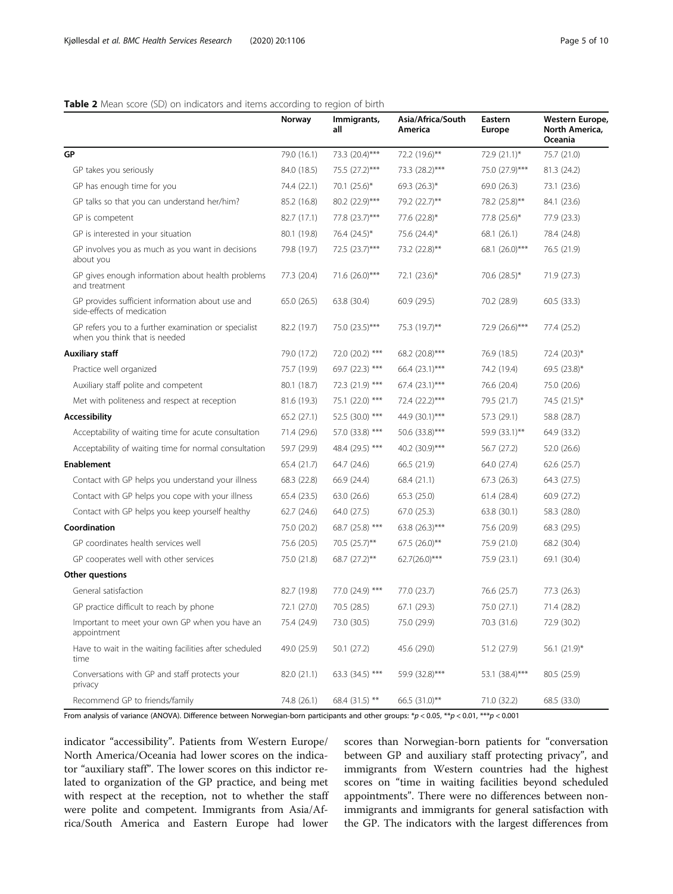**Table 2** Mean score (SD) on indicators and items according to region of birth

| | Norway | Immigrants, all | Asia/Africa/South America | Eastern Europe | Western Europe, North America, Oceania |
|---|---|---|---|---|---|
| **GP** | 79.0 (16.1) | 73.3 (20.4)*** | 72.2 (19.6)** | 72.9 (21.1)* | 75.7 (21.0) |
| GP takes you seriously | 84.0 (18.5) | 75.5 (27.2)*** | 73.3 (28.2)*** | 75.0 (27.9)*** | 81.3 (24.2) |
| GP has enough time for you | 74.4 (22.1) | 70.1 (25.6)* | 69.3 (26.3)* | 69.0 (26.3) | 73.1 (23.6) |
| GP talks so that you can understand her/him? | 85.2 (16.8) | 80.2 (22.9)*** | 79.2 (22.7)** | 78.2 (25.8)** | 84.1 (23.6) |
| GP is competent | 82.7 (17.1) | 77.8 (23.7)*** | 77.6 (22.8)* | 77.8 (25.6)* | 77.9 (23.3) |
| GP is interested in your situation | 80.1 (19.8) | 76.4 (24.5)* | 75.6 (24.4)* | 68.1 (26.1) | 78.4 (24.8) |
| GP involves you as much as you want in decisions about you | 79.8 (19.7) | 72.5 (23.7)*** | 73.2 (22.8)** | 68.1 (26.0)*** | 76.5 (21.9) |
| GP gives enough information about health problems and treatment | 77.3 (20.4) | 71.6 (26.0)*** | 72.1 (23.6)* | 70.6 (28.5)* | 71.9 (27.3) |
| GP provides sufficient information about use and side-effects of medication | 65.0 (26.5) | 63.8 (30.4) | 60.9 (29.5) | 70.2 (28.9) | 60.5 (33.3) |
| GP refers you to a further examination or specialist when you think that is needed | 82.2 (19.7) | 75.0 (23.5)*** | 75.3 (19.7)** | 72.9 (26.6)*** | 77.4 (25.2) |
| **Auxiliary staff** | 79.0 (17.2) | 72.0 (20.2) *** | 68.2 (20.8)*** | 76.9 (18.5) | 72.4 (20.3)* |
| Practice well organized | 75.7 (19.9) | 69.7 (22.3) *** | 66.4 (23.1)*** | 74.2 (19.4) | 69.5 (23.8)* |
| Auxiliary staff polite and competent | 80.1 (18.7) | 72.3 (21.9) *** | 67.4 (23.1)*** | 76.6 (20.4) | 75.0 (20.6) |
| Met with politeness and respect at reception | 81.6 (19.3) | 75.1 (22.0) *** | 72.4 (22.2)*** | 79.5 (21.7) | 74.5 (21.5)* |
| **Accessibility** | 65.2 (27.1) | 52.5 (30.0) *** | 44.9 (30.1)*** | 57.3 (29.1) | 58.8 (28.7) |
| Acceptability of waiting time for acute consultation | 71.4 (29.6) | 57.0 (33.8) *** | 50.6 (33.8)*** | 59.9 (33.1)** | 64.9 (33.2) |
| Acceptability of waiting time for normal consultation | 59.7 (29.9) | 48.4 (29.5) *** | 40.2 (30.9)*** | 56.7 (27.2) | 52.0 (26.6) |
| **Enablement** | 65.4 (21.7) | 64.7 (24.6) | 66.5 (21.9) | 64.0 (27.4) | 62.6 (25.7) |
| Contact with GP helps you understand your illness | 68.3 (22.8) | 66.9 (24.4) | 68.4 (21.1) | 67.3 (26.3) | 64.3 (27.5) |
| Contact with GP helps you cope with your illness | 65.4 (23.5) | 63.0 (26.6) | 65.3 (25.0) | 61.4 (28.4) | 60.9 (27.2) |
| Contact with GP helps you keep yourself healthy | 62.7 (24.6) | 64.0 (27.5) | 67.0 (25.3) | 63.8 (30.1) | 58.3 (28.0) |
| **Coordination** | 75.0 (20.2) | 68.7 (25.8) *** | 63.8 (26.3)*** | 75.6 (20.9) | 68.3 (29.5) |
| GP coordinates health services well | 75.6 (20.5) | 70.5 (25.7)** | 67.5 (26.0)** | 75.9 (21.0) | 68.2 (30.4) |
| GP cooperates well with other services | 75.0 (21.8) | 68.7 (27.2)** | 62.7(26.0)*** | 75.9 (23.1) | 69.1 (30.4) |
| **Other questions** | | | | | |
| General satisfaction | 82.7 (19.8) | 77.0 (24.9) *** | 77.0 (23.7) | 76.6 (25.7) | 77.3 (26.3) |
| GP practice difficult to reach by phone | 72.1 (27.0) | 70.5 (28.5) | 67.1 (29.3) | 75.0 (27.1) | 71.4 (28.2) |
| Important to meet your own GP when you have an appointment | 75.4 (24.9) | 73.0 (30.5) | 75.0 (29.9) | 70.3 (31.6) | 72.9 (30.2) |
| Have to wait in the waiting facilities after scheduled time | 49.0 (25.9) | 50.1 (27.2) | 45.6 (29.0) | 51.2 (27.9) | 56.1 (21.9)* |
| Conversations with GP and staff protects your privacy | 82.0 (21.1) | 63.3 (34.5) *** | 59.9 (32.8)*** | 53.1 (38.4)*** | 80.5 (25.9) |
| Recommend GP to friends/family | 74.8 (26.1) | 68.4 (31.5) ** | 66.5 (31.0)** | 71.0 (32.2) | 68.5 (33.0) |

From analysis of variance (ANOVA). Difference between Norwegian-born participants and other groups: *$p < 0.05$, **$p < 0.01$, ***$p < 0.001$

indicator "accessibility". Patients from Western Europe/North America/Oceania had lower scores on the indicator "auxiliary staff". The lower scores on this indictor related to organization of the GP practice, and being met with respect at the reception, not to whether the staff were polite and competent. Immigrants from Asia/Africa/South America and Eastern Europe had lower scores than Norwegian-born patients for "conversation between GP and auxiliary staff protecting privacy", and immigrants from Western countries had the highest scores on "time in waiting facilities beyond scheduled appointments". There were no differences between non-immigrants and immigrants for general satisfaction with the GP. The indicators with the largest differences from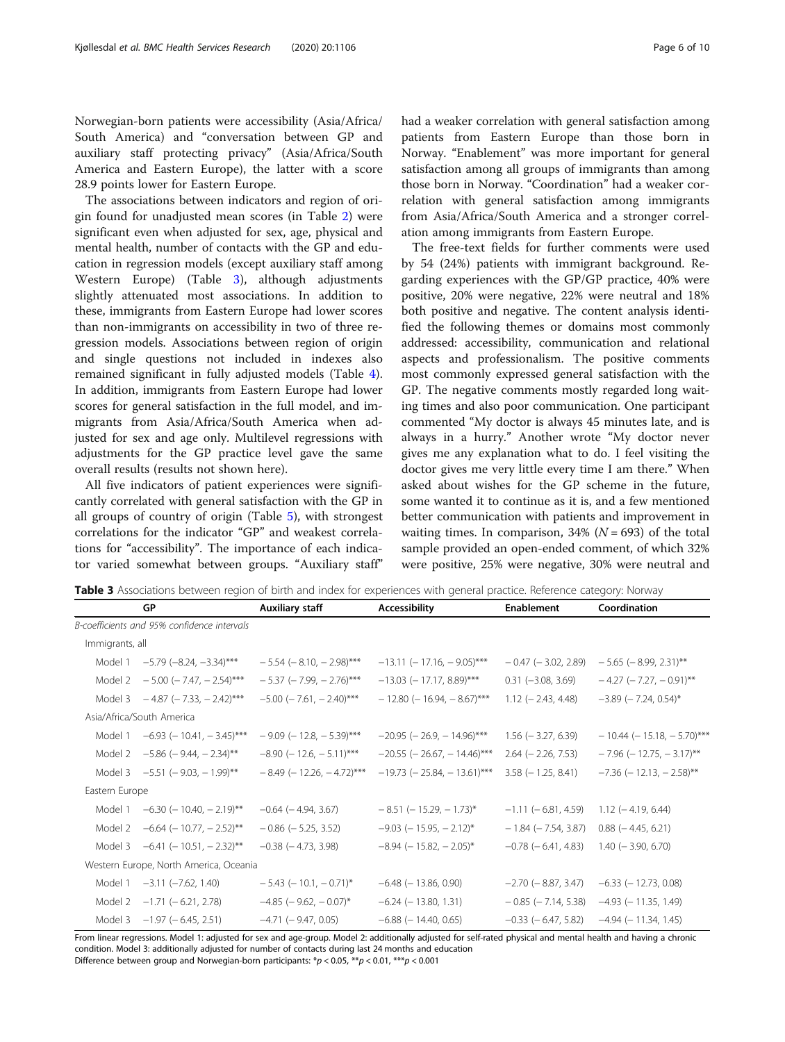Norwegian-born patients were accessibility (Asia/Africa/South America) and "conversation between GP and auxiliary staff protecting privacy" (Asia/Africa/South America and Eastern Europe), the latter with a score 28.9 points lower for Eastern Europe.

The associations between indicators and region of origin found for unadjusted mean scores (in Table 2) were significant even when adjusted for sex, age, physical and mental health, number of contacts with the GP and education in regression models (except auxiliary staff among Western Europe) (Table 3), although adjustments slightly attenuated most associations. In addition to these, immigrants from Eastern Europe had lower scores than non-immigrants on accessibility in two of three regression models. Associations between region of origin and single questions not included in indexes also remained significant in fully adjusted models (Table 4). In addition, immigrants from Eastern Europe had lower scores for general satisfaction in the full model, and immigrants from Asia/Africa/South America when adjusted for sex and age only. Multilevel regressions with adjustments for the GP practice level gave the same overall results (results not shown here).

All five indicators of patient experiences were significantly correlated with general satisfaction with the GP in all groups of country of origin (Table 5), with strongest correlations for the indicator "GP" and weakest correlations for "accessibility". The importance of each indicator varied somewhat between groups. "Auxiliary staff" had a weaker correlation with general satisfaction among patients from Eastern Europe than those born in Norway. "Enablement" was more important for general satisfaction among all groups of immigrants than among those born in Norway. "Coordination" had a weaker correlation with general satisfaction among immigrants from Asia/Africa/South America and a stronger correlation among immigrants from Eastern Europe.

The free-text fields for further comments were used by 54 (24%) patients with immigrant background. Regarding experiences with the GP/GP practice, 40% were positive, 20% were negative, 22% were neutral and 18% both positive and negative. The content analysis identified the following themes or domains most commonly addressed: accessibility, communication and relational aspects and professionalism. The positive comments most commonly expressed general satisfaction with the GP. The negative comments mostly regarded long waiting times and also poor communication. One participant commented "My doctor is always 45 minutes late, and is always in a hurry." Another wrote "My doctor never gives me any explanation what to do. I feel visiting the doctor gives me very little every time I am there." When asked about wishes for the GP scheme in the future, some wanted it to continue as it is, and a few mentioned better communication with patients and improvement in waiting times. In comparison, 34% ($N = 693$) of the total sample provided an open-ended comment, of which 32% were positive, 25% were negative, 30% were neutral and

**Table 3** Associations between region of birth and index for experiences with general practice. Reference category: Norway

| | GP | Auxiliary staff | Accessibility | Enablement | Coordination |
|---|---|---|---|---|---|
| *B-coefficients and 95% confidence intervals* | | | | | |
| Immigrants, all | | | | | |
| Model 1 | −5.79 (−8.24, −3.34)*** | − 5.54 (− 8.10, − 2.98)*** | −13.11 (− 17.16, − 9.05)*** | − 0.47 (− 3.02, 2.89) | − 5.65 (− 8.99, 2.31)** |
| Model 2 | − 5.00 (− 7.47, − 2.54)*** | − 5.37 (− 7.99, − 2.76)*** | −13.03 (− 17.17, 8.89)*** | 0.31 (−3.08, 3.69) | − 4.27 (− 7.27, − 0.91)** |
| Model 3 | − 4.87 (− 7.33, − 2.42)*** | −5.00 (− 7.61, − 2.40)*** | − 12.80 (− 16.94, − 8.67)*** | 1.12 (− 2.43, 4.48) | −3.89 (− 7.24, 0.54)* |
| Asia/Africa/South America | | | | | |
| Model 1 | −6.93 (− 10.41, − 3.45)*** | − 9.09 (− 12.8, − 5.39)*** | −20.95 (− 26.9, − 14.96)*** | 1.56 (− 3.27, 6.39) | − 10.44 (− 15.18, − 5.70)*** |
| Model 2 | −5.86 (− 9.44, − 2.34)** | −8.90 (− 12.6, − 5.11)*** | −20.55 (− 26.67, − 14.46)*** | 2.64 (− 2.26, 7.53) | − 7.96 (− 12.75, − 3.17)** |
| Model 3 | −5.51 (− 9.03, − 1.99)** | − 8.49 (− 12.26, − 4.72)*** | −19.73 (− 25.84, − 13.61)*** | 3.58 (− 1.25, 8.41) | −7.36 (− 12.13, − 2.58)** |
| Eastern Europe | | | | | |
| Model 1 | −6.30 (− 10.40, − 2.19)** | −0.64 (− 4.94, 3.67) | − 8.51 (− 15.29, − 1.73)* | −1.11 (− 6.81, 4.59) | 1.12 (− 4.19, 6.44) |
| Model 2 | −6.64 (− 10.77, − 2.52)** | − 0.86 (− 5.25, 3.52) | −9.03 (− 15.95, − 2.12)* | − 1.84 (− 7.54, 3.87) | 0.88 (− 4.45, 6.21) |
| Model 3 | −6.41 (− 10.51, − 2.32)** | −0.38 (− 4.73, 3.98) | −8.94 (− 15.82, − 2.05)* | −0.78 (− 6.41, 4.83) | 1.40 (− 3.90, 6.70) |
| Western Europe, North America, Oceania | | | | | |
| Model 1 | −3.11 (−7.62, 1.40) | − 5.43 (− 10.1, − 0.71)* | −6.48 (− 13.86, 0.90) | −2.70 (− 8.87, 3.47) | −6.33 (− 12.73, 0.08) |
| Model 2 | −1.71 (− 6.21, 2.78) | −4.85 (− 9.62, − 0.07)* | −6.24 (− 13.80, 1.31) | − 0.85 (− 7.14, 5.38) | −4.93 (− 11.35, 1.49) |
| Model 3 | −1.97 (− 6.45, 2.51) | −4.71 (− 9.47, 0.05) | −6.88 (− 14.40, 0.65) | −0.33 (− 6.47, 5.82) | −4.94 (− 11.34, 1.45) |

From linear regressions. Model 1: adjusted for sex and age-group. Model 2: additionally adjusted for self-rated physical and mental health and having a chronic condition. Model 3: additionally adjusted for number of contacts during last 24 months and education

Difference between group and Norwegian-born participants: *$p < 0.05$, **$p < 0.01$, ***$p < 0.001$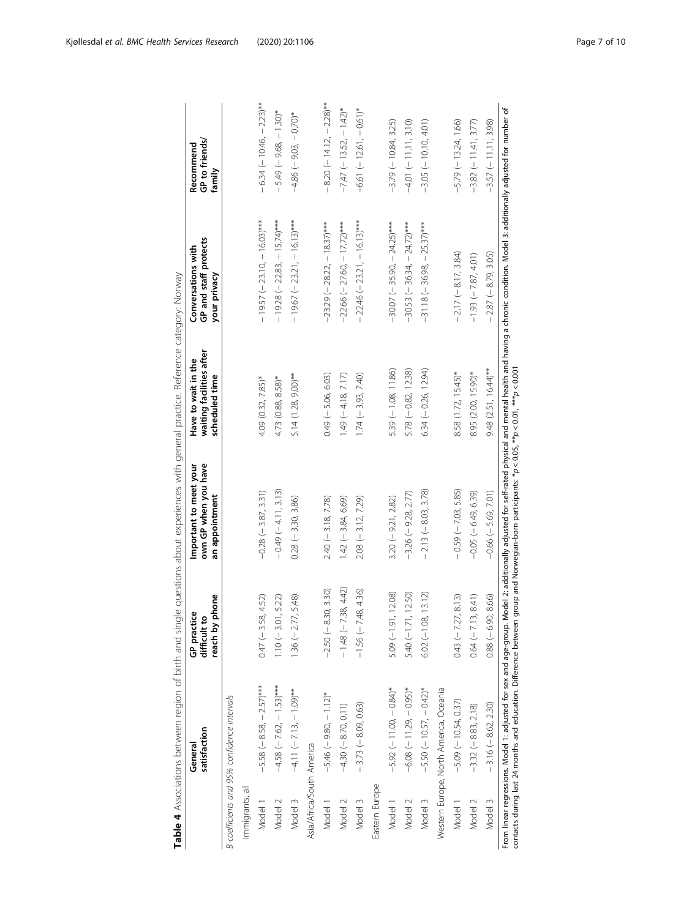**Table 4** Associations between region of birth and single questions about experiences with general practice. Reference category: Norway

| | General satisfaction | GP practice difficult to reach by phone | Important to meet your own GP when you have an appointment | Have to wait in the waiting facilities after scheduled time | Conversations with GP and staff protects your privacy | Recommend GP to friends/ family |
|---|---|---|---|---|---|---|
| *B-coefficients and 95% confidence intervals* | | | | | | |
| Immigrants, all | | | | | | |
| Model 1 | −5.58 (−8.58, −2.57)*** | 0.47 (−3.58, 4.52) | −0.28 (−3.87, 3.31) | 4.09 (0.32, 7.85)* | −19.57 (−23.10, −16.03)*** | −6.34 (−10.46, −2.23)** |
| Model 2 | −4.58 (−7.62, −1.53)*** | 1.10 (−3.01, 5.22) | −0.49 (−4.11, 3.13) | 4.73 (0.88, 8.58)* | −19.28 (−22.83, −15.74)*** | −5.49 (−9.68, −1.30)* |
| Model 3 | −4.11 (−7.13, −1.09)** | 1.36 (−2.77, 5.48) | 0.28 (−3.30, 3.86) | 5.14 (1.28, 9.00)** | −19.67 (−23.21, −16.13)*** | −4.86 (−9.03, −0.70)* |
| Asia/Africa/South America | | | | | | |
| Model 1 | −5.46 (−9.80, −1.12)* | −2.50 (−8.30, 3.30) | 2.40 (−3.18, 7.78) | 0.49 (−5.06, 6.03) | −23.29 (−28.22, −18.37)*** | −8.20 (−14.12, −2.28)** |
| Model 2 | −4.30 (−8.70, 0.11) | −1.48 (−7.38, 4.42) | 1.42 (−3.84, 6.69) | 1.49 (−4.18, 7.17) | −22.66 (−27.60, −17.72)*** | −7.47 (−13.52, −1.42)* |
| Model 3 | −3.73 (−8.09, 0.63) | −1.56 (−7.48, 4.36) | 2.08 (−3.12, 7.29) | 1.74 (−3.93, 7.40) | −22.46 (−23.21, −16.13)*** | −6.61 (−12.61, −0.61)* |
| Eastern Europe | | | | | | |
| Model 1 | −5.92 (−11.00, −0.84)* | 5.09 (−1.91, 12.08) | 3.20 (−9.21, 2.82) | 5.39 (−1.08, 11.86) | −30.07 (−35.90, −24.25)*** | −3.79 (−10.84, 3.25) |
| Model 2 | −6.08 (−11.29, −0.95)* | 5.40 (−1.71, 12.50) | −3.26 (−9.28, 2.77) | 5.78 (−0.82, 12.38) | −30.53 (−36.34, −24.72)*** | −4.01 (−11.11, 3.10) |
| Model 3 | −5.50 (−10.57, −0.42)* | 6.02 (−1.08, 13.12) | −2.13 (−8.03, 3.78) | 6.34 (−0.26, 12.94) | −31.18 (−36.98, −25.37)*** | −3.05 (−10.10, 4.01) |
| Western Europe, North America, Oceania | | | | | | |
| Model 1 | −5.09 (−10.54, 0.37) | 0.43 (−7.27, 8.13) | −0.59 (−7.03, 5.85) | 8.58 (1.72, 15.45)* | −2.17 (−8.17, 3.84) | −5.79 (−13.24, 1.66) |
| Model 2 | −3.32 (−8.83, 2.18) | 0.64 (−7.13, 8.41) | −0.05 (−6.49, 6.39) | 8.95 (2.00, 15.90)* | −1.93 (−7.87, 4.01) | −3.82 (−11.41, 3.77) |
| Model 3 | −3.16 (−8.62, 2.30) | 0.88 (−6.90, 8.66) | −0.66 (−5.69, 7.01) | 9.48 (2.51, 16.44)** | −2.87 (−8.79, 3.05) | −3.57 (−11.11, 3.98) |

From linear regressions. Model 1: adjusted for sex and age-group. Model 2: additionally adjusted for self-rated physical and mental health and having a chronic condition. Model 3: additionally adjusted for number of contacts during last 24 months and education. Difference between group and Norwegian-born participants: *$p < 0.05$, **$p < 0.01$, ***$p < 0.001$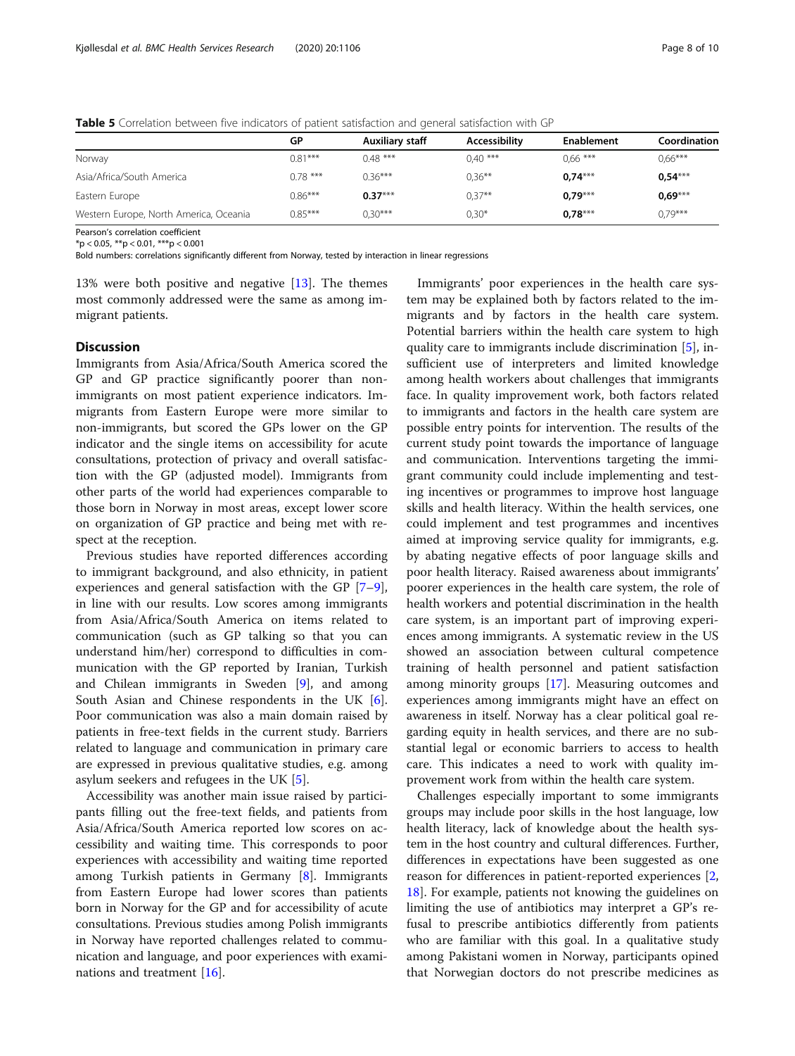**Table 5** Correlation between five indicators of patient satisfaction and general satisfaction with GP

| | GP | Auxiliary staff | Accessibility | Enablement | Coordination |
|---|---|---|---|---|---|
| Norway | 0.81*** | 0.48 *** | 0,40 *** | 0,66 *** | 0,66*** |
| Asia/Africa/South America | 0.78 *** | 0.36*** | 0,36** | **0,74*** | **0,54*** |
| Eastern Europe | 0.86*** | **0.37*** | 0,37** | **0,79*** | **0,69*** |
| Western Europe, North America, Oceania | 0.85*** | 0,30*** | 0,30* | **0,78*** | 0,79*** |

Pearson's correlation coefficient
*p < 0.05, **p < 0.01, ***p < 0.001
Bold numbers: correlations significantly different from Norway, tested by interaction in linear regressions

13% were both positive and negative [13]. The themes most commonly addressed were the same as among immigrant patients.

## Discussion

Immigrants from Asia/Africa/South America scored the GP and GP practice significantly poorer than non-immigrants on most patient experience indicators. Immigrants from Eastern Europe were more similar to non-immigrants, but scored the GPs lower on the GP indicator and the single items on accessibility for acute consultations, protection of privacy and overall satisfaction with the GP (adjusted model). Immigrants from other parts of the world had experiences comparable to those born in Norway in most areas, except lower score on organization of GP practice and being met with respect at the reception.

Previous studies have reported differences according to immigrant background, and also ethnicity, in patient experiences and general satisfaction with the GP [7–9], in line with our results. Low scores among immigrants from Asia/Africa/South America on items related to communication (such as GP talking so that you can understand him/her) correspond to difficulties in communication with the GP reported by Iranian, Turkish and Chilean immigrants in Sweden [9], and among South Asian and Chinese respondents in the UK [6]. Poor communication was also a main domain raised by patients in free-text fields in the current study. Barriers related to language and communication in primary care are expressed in previous qualitative studies, e.g. among asylum seekers and refugees in the UK [5].

Accessibility was another main issue raised by participants filling out the free-text fields, and patients from Asia/Africa/South America reported low scores on accessibility and waiting time. This corresponds to poor experiences with accessibility and waiting time reported among Turkish patients in Germany [8]. Immigrants from Eastern Europe had lower scores than patients born in Norway for the GP and for accessibility of acute consultations. Previous studies among Polish immigrants in Norway have reported challenges related to communication and language, and poor experiences with examinations and treatment [16].

Immigrants' poor experiences in the health care system may be explained both by factors related to the immigrants and by factors in the health care system. Potential barriers within the health care system to high quality care to immigrants include discrimination [5], insufficient use of interpreters and limited knowledge among health workers about challenges that immigrants face. In quality improvement work, both factors related to immigrants and factors in the health care system are possible entry points for intervention. The results of the current study point towards the importance of language and communication. Interventions targeting the immigrant community could include implementing and testing incentives or programmes to improve host language skills and health literacy. Within the health services, one could implement and test programmes and incentives aimed at improving service quality for immigrants, e.g. by abating negative effects of poor language skills and poor health literacy. Raised awareness about immigrants' poorer experiences in the health care system, the role of health workers and potential discrimination in the health care system, is an important part of improving experiences among immigrants. A systematic review in the US showed an association between cultural competence training of health personnel and patient satisfaction among minority groups [17]. Measuring outcomes and experiences among immigrants might have an effect on awareness in itself. Norway has a clear political goal regarding equity in health services, and there are no substantial legal or economic barriers to access to health care. This indicates a need to work with quality improvement work from within the health care system.

Challenges especially important to some immigrants groups may include poor skills in the host language, low health literacy, lack of knowledge about the health system in the host country and cultural differences. Further, differences in expectations have been suggested as one reason for differences in patient-reported experiences [2, 18]. For example, patients not knowing the guidelines on limiting the use of antibiotics may interpret a GP's refusal to prescribe antibiotics differently from patients who are familiar with this goal. In a qualitative study among Pakistani women in Norway, participants opined that Norwegian doctors do not prescribe medicines as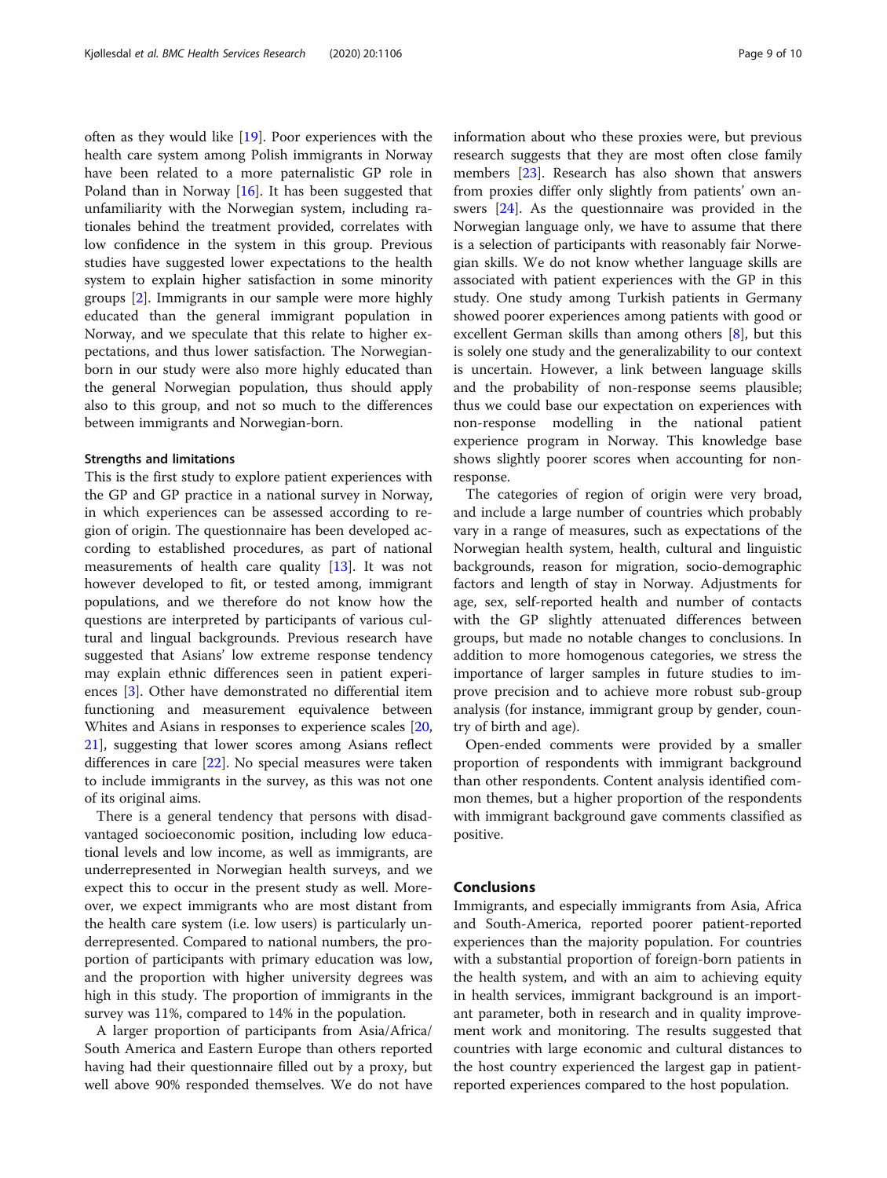often as they would like [19]. Poor experiences with the health care system among Polish immigrants in Norway have been related to a more paternalistic GP role in Poland than in Norway [16]. It has been suggested that unfamiliarity with the Norwegian system, including rationales behind the treatment provided, correlates with low confidence in the system in this group. Previous studies have suggested lower expectations to the health system to explain higher satisfaction in some minority groups [2]. Immigrants in our sample were more highly educated than the general immigrant population in Norway, and we speculate that this relate to higher expectations, and thus lower satisfaction. The Norwegian-born in our study were also more highly educated than the general Norwegian population, thus should apply also to this group, and not so much to the differences between immigrants and Norwegian-born.

#### Strengths and limitations

This is the first study to explore patient experiences with the GP and GP practice in a national survey in Norway, in which experiences can be assessed according to region of origin. The questionnaire has been developed according to established procedures, as part of national measurements of health care quality [13]. It was not however developed to fit, or tested among, immigrant populations, and we therefore do not know how the questions are interpreted by participants of various cultural and lingual backgrounds. Previous research have suggested that Asians' low extreme response tendency may explain ethnic differences seen in patient experiences [3]. Other have demonstrated no differential item functioning and measurement equivalence between Whites and Asians in responses to experience scales [20, 21], suggesting that lower scores among Asians reflect differences in care [22]. No special measures were taken to include immigrants in the survey, as this was not one of its original aims.

There is a general tendency that persons with disadvantaged socioeconomic position, including low educational levels and low income, as well as immigrants, are underrepresented in Norwegian health surveys, and we expect this to occur in the present study as well. Moreover, we expect immigrants who are most distant from the health care system (i.e. low users) is particularly underrepresented. Compared to national numbers, the proportion of participants with primary education was low, and the proportion with higher university degrees was high in this study. The proportion of immigrants in the survey was 11%, compared to 14% in the population.

A larger proportion of participants from Asia/Africa/South America and Eastern Europe than others reported having had their questionnaire filled out by a proxy, but well above 90% responded themselves. We do not have information about who these proxies were, but previous research suggests that they are most often close family members [23]. Research has also shown that answers from proxies differ only slightly from patients' own answers [24]. As the questionnaire was provided in the Norwegian language only, we have to assume that there is a selection of participants with reasonably fair Norwegian skills. We do not know whether language skills are associated with patient experiences with the GP in this study. One study among Turkish patients in Germany showed poorer experiences among patients with good or excellent German skills than among others [8], but this is solely one study and the generalizability to our context is uncertain. However, a link between language skills and the probability of non-response seems plausible; thus we could base our expectation on experiences with non-response modelling in the national patient experience program in Norway. This knowledge base shows slightly poorer scores when accounting for non-response.

The categories of region of origin were very broad, and include a large number of countries which probably vary in a range of measures, such as expectations of the Norwegian health system, health, cultural and linguistic backgrounds, reason for migration, socio-demographic factors and length of stay in Norway. Adjustments for age, sex, self-reported health and number of contacts with the GP slightly attenuated differences between groups, but made no notable changes to conclusions. In addition to more homogenous categories, we stress the importance of larger samples in future studies to improve precision and to achieve more robust sub-group analysis (for instance, immigrant group by gender, country of birth and age).

Open-ended comments were provided by a smaller proportion of respondents with immigrant background than other respondents. Content analysis identified common themes, but a higher proportion of the respondents with immigrant background gave comments classified as positive.

## Conclusions

Immigrants, and especially immigrants from Asia, Africa and South-America, reported poorer patient-reported experiences than the majority population. For countries with a substantial proportion of foreign-born patients in the health system, and with an aim to achieving equity in health services, immigrant background is an important parameter, both in research and in quality improvement work and monitoring. The results suggested that countries with large economic and cultural distances to the host country experienced the largest gap in patient-reported experiences compared to the host population.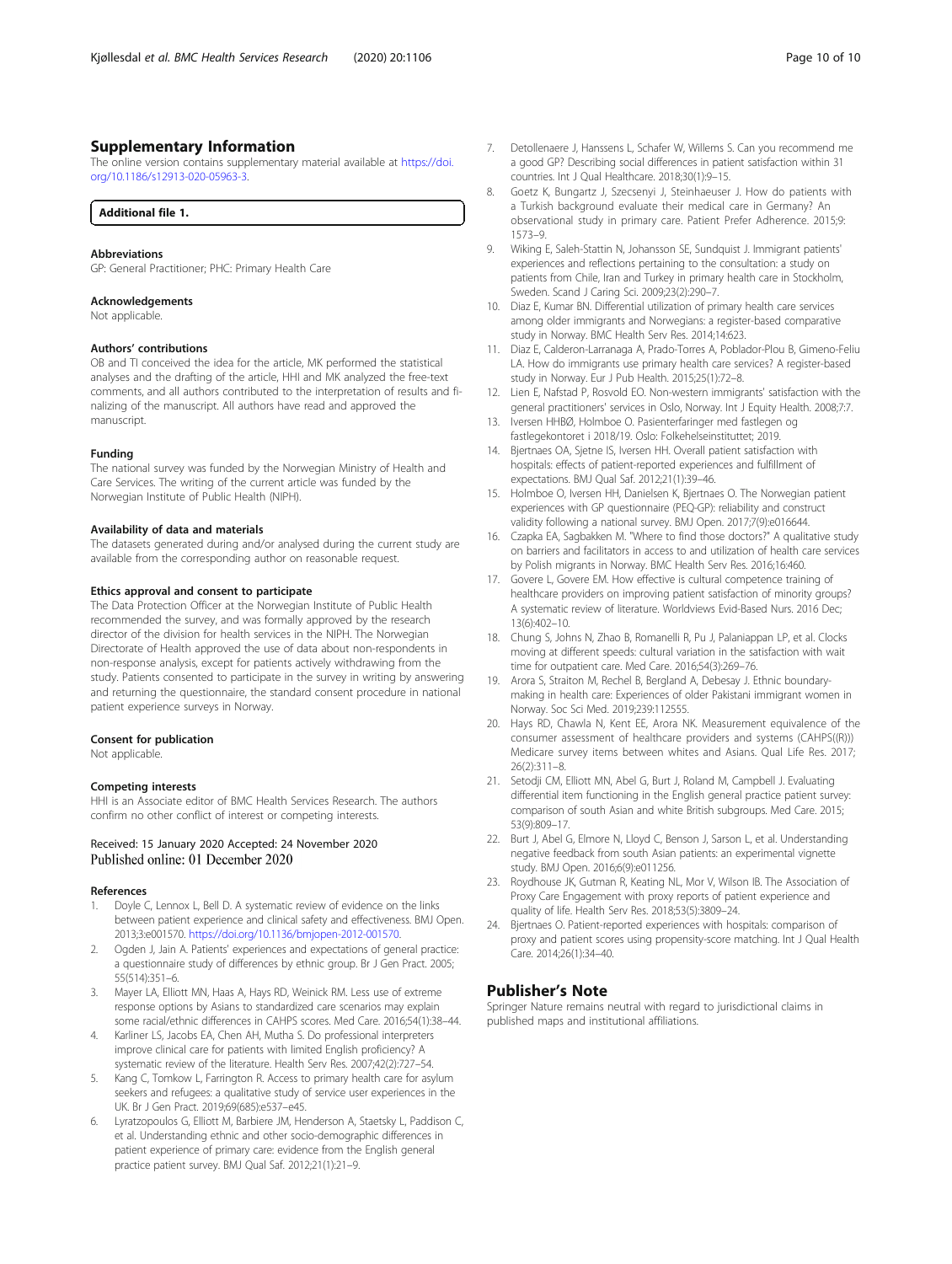## Supplementary Information

The online version contains supplementary material available at https://doi.org/10.1186/s12913-020-05963-3.

**Additional file 1.**

### Abbreviations

GP: General Practitioner; PHC: Primary Health Care

### Acknowledgements

Not applicable.

### Authors' contributions

OB and TI conceived the idea for the article, MK performed the statistical analyses and the drafting of the article, HHI and MK analyzed the free-text comments, and all authors contributed to the interpretation of results and finalizing of the manuscript. All authors have read and approved the manuscript.

### Funding

The national survey was funded by the Norwegian Ministry of Health and Care Services. The writing of the current article was funded by the Norwegian Institute of Public Health (NIPH).

### Availability of data and materials

The datasets generated during and/or analysed during the current study are available from the corresponding author on reasonable request.

### Ethics approval and consent to participate

The Data Protection Officer at the Norwegian Institute of Public Health recommended the survey, and was formally approved by the research director of the division for health services in the NIPH. The Norwegian Directorate of Health approved the use of data about non-respondents in non-response analysis, except for patients actively withdrawing from the study. Patients consented to participate in the survey in writing by answering and returning the questionnaire, the standard consent procedure in national patient experience surveys in Norway.

### Consent for publication

Not applicable.

### Competing interests

HHI is an Associate editor of BMC Health Services Research. The authors confirm no other conflict of interest or competing interests.

Received: 15 January 2020 Accepted: 24 November 2020
Published online: 01 December 2020

### References

1. Doyle C, Lennox L, Bell D. A systematic review of evidence on the links between patient experience and clinical safety and effectiveness. BMJ Open. 2013;3:e001570. https://doi.org/10.1136/bmjopen-2012-001570.
2. Ogden J, Jain A. Patients' experiences and expectations of general practice: a questionnaire study of differences by ethnic group. Br J Gen Pract. 2005; 55(514):351–6.
3. Mayer LA, Elliott MN, Haas A, Hays RD, Weinick RM. Less use of extreme response options by Asians to standardized care scenarios may explain some racial/ethnic differences in CAHPS scores. Med Care. 2016;54(1):38–44.
4. Karliner LS, Jacobs EA, Chen AH, Mutha S. Do professional interpreters improve clinical care for patients with limited English proficiency? A systematic review of the literature. Health Serv Res. 2007;42(2):727–54.
5. Kang C, Tomkow L, Farrington R. Access to primary health care for asylum seekers and refugees: a qualitative study of service user experiences in the UK. Br J Gen Pract. 2019;69(685):e537–e45.
6. Lyratzopoulos G, Elliott M, Barbiere JM, Henderson A, Staetsky L, Paddison C, et al. Understanding ethnic and other socio-demographic differences in patient experience of primary care: evidence from the English general practice patient survey. BMJ Qual Saf. 2012;21(1):21–9.
7. Detollenaere J, Hanssens L, Schafer W, Willems S. Can you recommend me a good GP? Describing social differences in patient satisfaction within 31 countries. Int J Qual Healthcare. 2018;30(1):9–15.
8. Goetz K, Bungartz J, Szecsenyi J, Steinhaeuser J. How do patients with a Turkish background evaluate their medical care in Germany? An observational study in primary care. Patient Prefer Adherence. 2015;9: 1573–9.
9. Wiking E, Saleh-Stattin N, Johansson SE, Sundquist J. Immigrant patients' experiences and reflections pertaining to the consultation: a study on patients from Chile, Iran and Turkey in primary health care in Stockholm, Sweden. Scand J Caring Sci. 2009;23(2):290–7.
10. Diaz E, Kumar BN. Differential utilization of primary health care services among older immigrants and Norwegians: a register-based comparative study in Norway. BMC Health Serv Res. 2014;14:623.
11. Diaz E, Calderon-Larranaga A, Prado-Torres A, Poblador-Plou B, Gimeno-Feliu LA. How do immigrants use primary health care services? A register-based study in Norway. Eur J Pub Health. 2015;25(1):72–8.
12. Lien E, Nafstad P, Rosvold EO. Non-western immigrants' satisfaction with the general practitioners' services in Oslo, Norway. Int J Equity Health. 2008;7:7.
13. Iversen HHBØ, Holmboe O. Pasienterfaringer med fastlegen og fastlegekontoret i 2018/19. Oslo: Folkehelseinstituttet; 2019.
14. Bjertnaes OA, Sjetne IS, Iversen HH. Overall patient satisfaction with hospitals: effects of patient-reported experiences and fulfillment of expectations. BMJ Qual Saf. 2012;21(1):39–46.
15. Holmboe O, Iversen HH, Danielsen K, Bjertnaes O. The Norwegian patient experiences with GP questionnaire (PEQ-GP): reliability and construct validity following a national survey. BMJ Open. 2017;7(9):e016644.
16. Czapka EA, Sagbakken M. "Where to find those doctors?" A qualitative study on barriers and facilitators in access to and utilization of health care services by Polish migrants in Norway. BMC Health Serv Res. 2016;16:460.
17. Govere L, Govere EM. How effective is cultural competence training of healthcare providers on improving patient satisfaction of minority groups? A systematic review of literature. Worldviews Evid-Based Nurs. 2016 Dec; 13(6):402–10.
18. Chung S, Johns N, Zhao B, Romanelli R, Pu J, Palaniappan LP, et al. Clocks moving at different speeds: cultural variation in the satisfaction with wait time for outpatient care. Med Care. 2016;54(3):269–76.
19. Arora S, Straiton M, Rechel B, Bergland A, Debesay J. Ethnic boundary-making in health care: Experiences of older Pakistani immigrant women in Norway. Soc Sci Med. 2019;239:112555.
20. Hays RD, Chawla N, Kent EE, Arora NK. Measurement equivalence of the consumer assessment of healthcare providers and systems (CAHPS((R))) Medicare survey items between whites and Asians. Qual Life Res. 2017; 26(2):311–8.
21. Setodji CM, Elliott MN, Abel G, Burt J, Roland M, Campbell J. Evaluating differential item functioning in the English general practice patient survey: comparison of south Asian and white British subgroups. Med Care. 2015; 53(9):809–17.
22. Burt J, Abel G, Elmore N, Lloyd C, Benson J, Sarson L, et al. Understanding negative feedback from south Asian patients: an experimental vignette study. BMJ Open. 2016;6(9):e011256.
23. Roydhouse JK, Gutman R, Keating NL, Mor V, Wilson IB. The Association of Proxy Care Engagement with proxy reports of patient experience and quality of life. Health Serv Res. 2018;53(5):3809–24.
24. Bjertnaes O. Patient-reported experiences with hospitals: comparison of proxy and patient scores using propensity-score matching. Int J Qual Health Care. 2014;26(1):34–40.

## Publisher's Note

Springer Nature remains neutral with regard to jurisdictional claims in published maps and institutional affiliations.